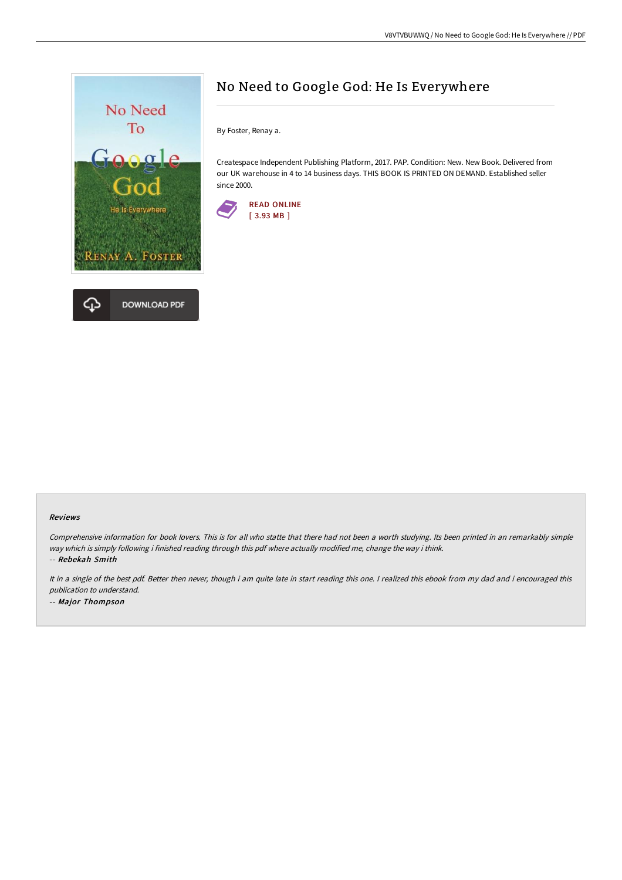# No Need to Google God: He Is Everywhere

By Foster, Renay a.

Createspace Independent Publishing Platform, 2017. PAP. Condition: New. New Book. Delivered from our UK warehouse in 4 to 14 business days. THIS BOOK IS PRINTED ON DEMAND. Established seller since 2000.

READ ONLINE
[ 3.93 MB ]

DOWNLOAD PDF

### Reviews

*Comprehensive information for book lovers. This is for all who statte that there had not been a worth studying. Its been printed in an remarkably simple way which is simply following i finished reading through this pdf where actually modified me, change the way i think.*

*-- Rebekah Smith*

*It in a single of the best pdf. Better then never, though i am quite late in start reading this one. I realized this ebook from my dad and i encouraged this publication to understand.*

*-- Major Thompson*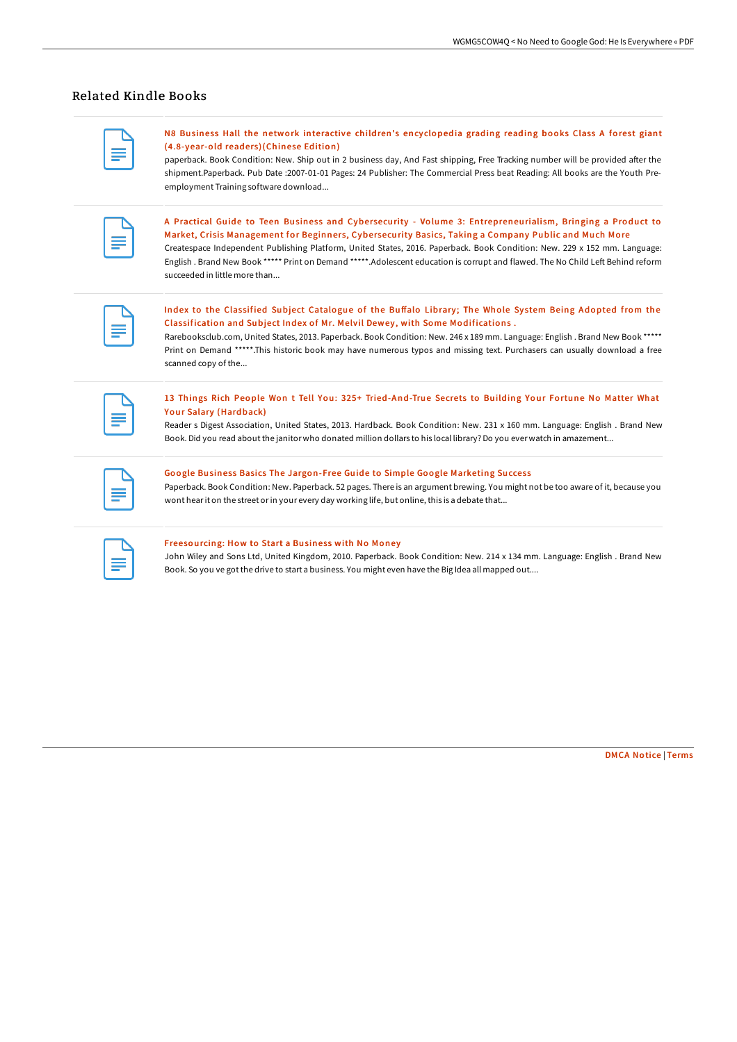## Related Kindle Books

### N8 Business Hall the network interactive children's encyclopedia grading reading books Class A forest giant (4.8-year-old readers)(Chinese Edition)

paperback. Book Condition: New. Ship out in 2 business day, And Fast shipping, Free Tracking number will be provided after the shipment.Paperback. Pub Date :2007-01-01 Pages: 24 Publisher: The Commercial Press beat Reading: All books are the Youth Pre-employment Training software download...

### A Practical Guide to Teen Business and Cybersecurity - Volume 3: Entrepreneurialism, Bringing a Product to Market, Crisis Management for Beginners, Cybersecurity Basics, Taking a Company Public and Much More

Createspace Independent Publishing Platform, United States, 2016. Paperback. Book Condition: New. 229 x 152 mm. Language: English . Brand New Book ***** Print on Demand *****.Adolescent education is corrupt and flawed. The No Child Left Behind reform succeeded in little more than...

### Index to the Classified Subject Catalogue of the Buffalo Library; The Whole System Being Adopted from the Classification and Subject Index of Mr. Melvil Dewey, with Some Modifications .

Rarebooksclub.com, United States, 2013. Paperback. Book Condition: New. 246 x 189 mm. Language: English . Brand New Book ***** Print on Demand *****.This historic book may have numerous typos and missing text. Purchasers can usually download a free scanned copy of the...

### 13 Things Rich People Won t Tell You: 325+ Tried-And-True Secrets to Building Your Fortune No Matter What Your Salary (Hardback)

Reader s Digest Association, United States, 2013. Hardback. Book Condition: New. 231 x 160 mm. Language: English . Brand New Book. Did you read about the janitor who donated million dollars to his local library? Do you ever watch in amazement...

### Google Business Basics The Jargon-Free Guide to Simple Google Marketing Success

Paperback. Book Condition: New. Paperback. 52 pages. There is an argument brewing. You might not be too aware of it, because you wont hear it on the street or in your every day working life, but online, this is a debate that...

### Freesourcing: How to Start a Business with No Money

John Wiley and Sons Ltd, United Kingdom, 2010. Paperback. Book Condition: New. 214 x 134 mm. Language: English . Brand New Book. So you ve got the drive to start a business. You might even have the Big Idea all mapped out....

DMCA Notice | Terms